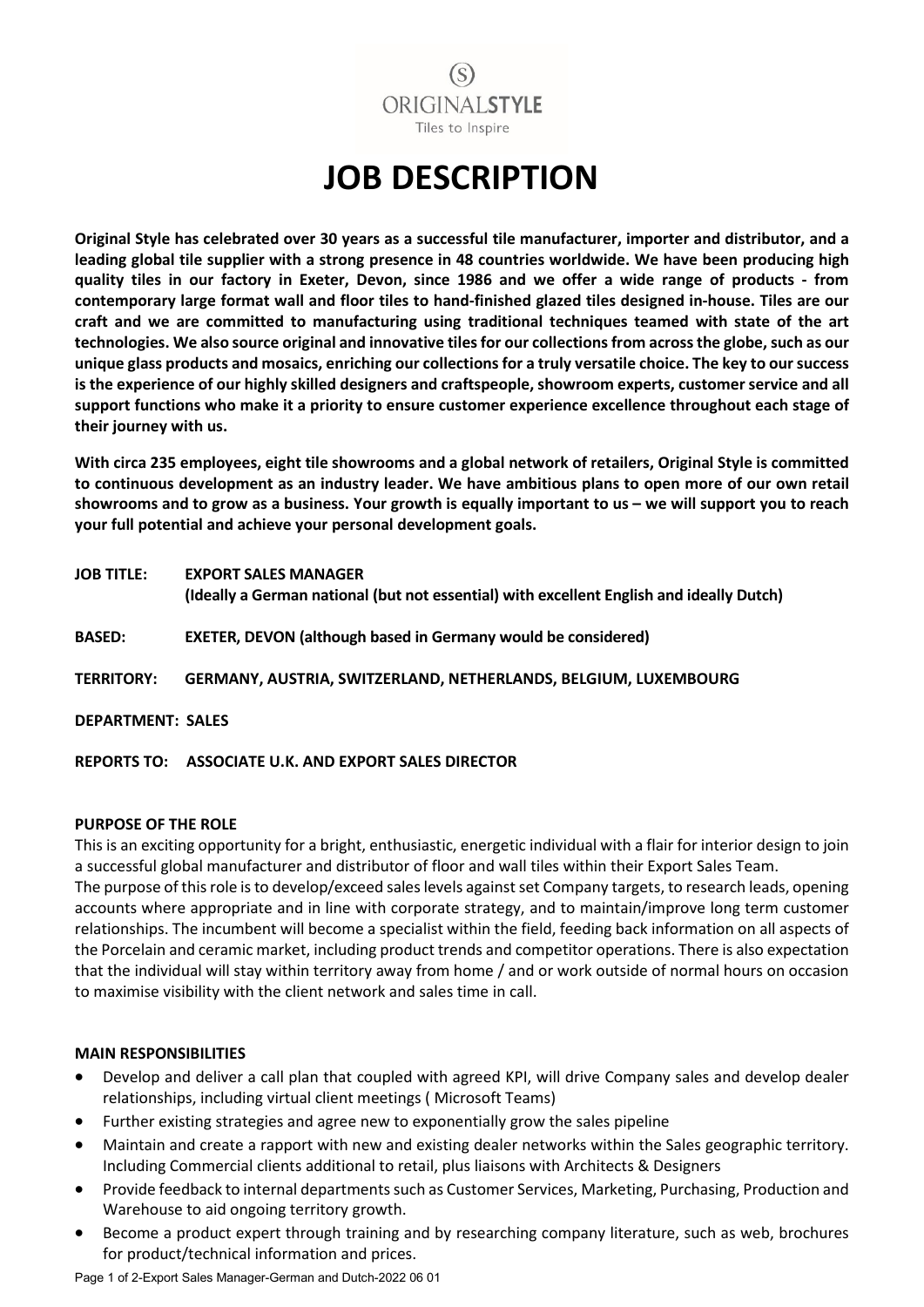ORIGINALSTYLE
Tiles to Inspire

# JOB DESCRIPTION

**Original Style has celebrated over 30 years as a successful tile manufacturer, importer and distributor, and a leading global tile supplier with a strong presence in 48 countries worldwide. We have been producing high quality tiles in our factory in Exeter, Devon, since 1986 and we offer a wide range of products - from contemporary large format wall and floor tiles to hand-finished glazed tiles designed in-house. Tiles are our craft and we are committed to manufacturing using traditional techniques teamed with state of the art technologies. We also source original and innovative tiles for our collections from across the globe, such as our unique glass products and mosaics, enriching our collections for a truly versatile choice. The key to our success is the experience of our highly skilled designers and craftspeople, showroom experts, customer service and all support functions who make it a priority to ensure customer experience excellence throughout each stage of their journey with us.**

**With circa 235 employees, eight tile showrooms and a global network of retailers, Original Style is committed to continuous development as an industry leader. We have ambitious plans to open more of our own retail showrooms and to grow as a business. Your growth is equally important to us – we will support you to reach your full potential and achieve your personal development goals.**

**JOB TITLE:** **EXPORT SALES MANAGER**
**(Ideally a German national (but not essential) with excellent English and ideally Dutch)**

**BASED:** **EXETER, DEVON (although based in Germany would be considered)**

**TERRITORY:** **GERMANY, AUSTRIA, SWITZERLAND, NETHERLANDS, BELGIUM, LUXEMBOURG**

**DEPARTMENT:** **SALES**

**REPORTS TO:** **ASSOCIATE U.K. AND EXPORT SALES DIRECTOR**

## PURPOSE OF THE ROLE

This is an exciting opportunity for a bright, enthusiastic, energetic individual with a flair for interior design to join a successful global manufacturer and distributor of floor and wall tiles within their Export Sales Team.
The purpose of this role is to develop/exceed sales levels against set Company targets, to research leads, opening accounts where appropriate and in line with corporate strategy, and to maintain/improve long term customer relationships. The incumbent will become a specialist within the field, feeding back information on all aspects of the Porcelain and ceramic market, including product trends and competitor operations. There is also expectation that the individual will stay within territory away from home / and or work outside of normal hours on occasion to maximise visibility with the client network and sales time in call.

## MAIN RESPONSIBILITIES

- Develop and deliver a call plan that coupled with agreed KPI, will drive Company sales and develop dealer relationships, including virtual client meetings ( Microsoft Teams)
- Further existing strategies and agree new to exponentially grow the sales pipeline
- Maintain and create a rapport with new and existing dealer networks within the Sales geographic territory. Including Commercial clients additional to retail, plus liaisons with Architects & Designers
- Provide feedback to internal departments such as Customer Services, Marketing, Purchasing, Production and Warehouse to aid ongoing territory growth.
- Become a product expert through training and by researching company literature, such as web, brochures for product/technical information and prices.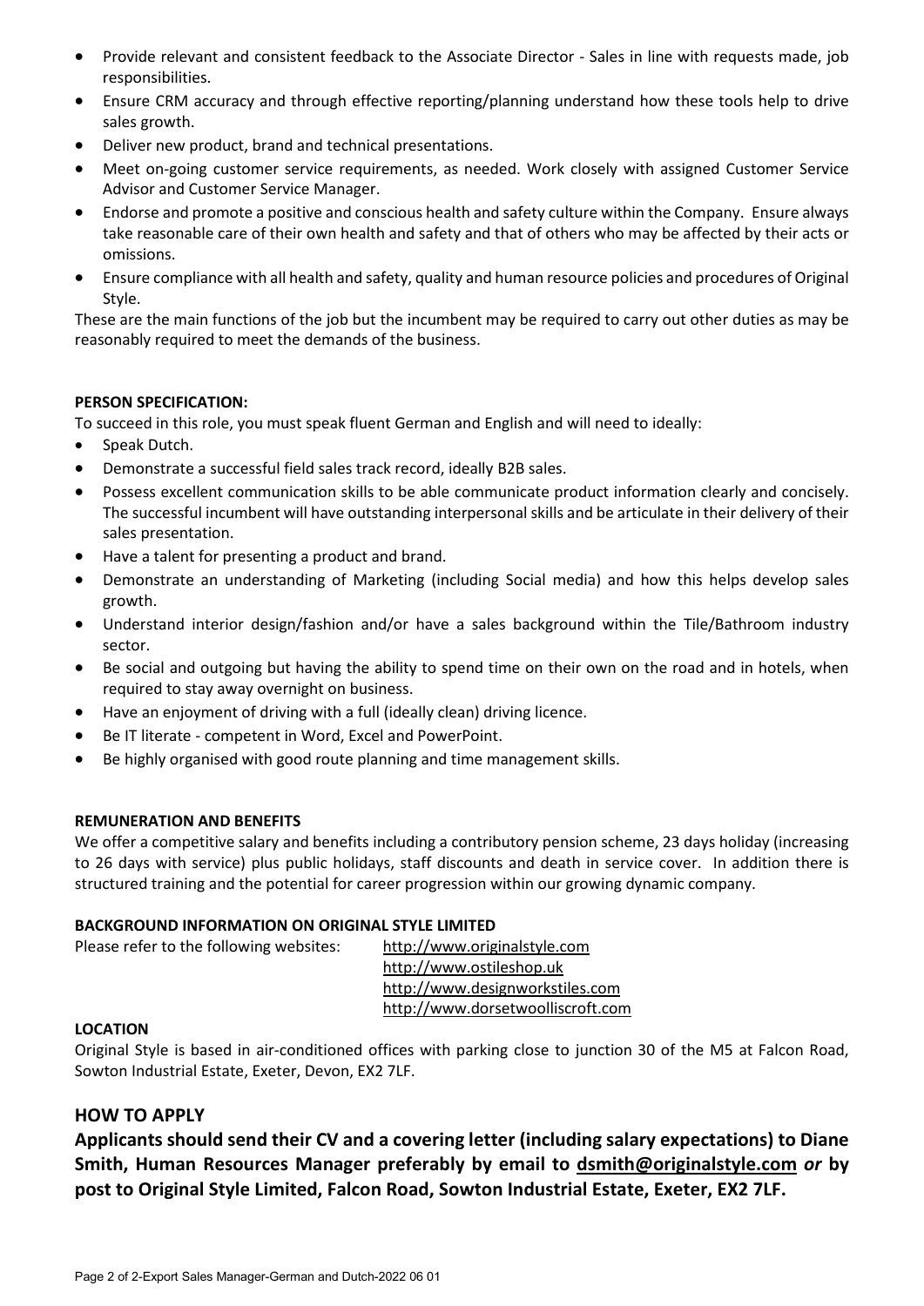- Provide relevant and consistent feedback to the Associate Director - Sales in line with requests made, job responsibilities.
- Ensure CRM accuracy and through effective reporting/planning understand how these tools help to drive sales growth.
- Deliver new product, brand and technical presentations.
- Meet on-going customer service requirements, as needed. Work closely with assigned Customer Service Advisor and Customer Service Manager.
- Endorse and promote a positive and conscious health and safety culture within the Company. Ensure always take reasonable care of their own health and safety and that of others who may be affected by their acts or omissions.
- Ensure compliance with all health and safety, quality and human resource policies and procedures of Original Style.

These are the main functions of the job but the incumbent may be required to carry out other duties as may be reasonably required to meet the demands of the business.

**PERSON SPECIFICATION:**

To succeed in this role, you must speak fluent German and English and will need to ideally:

- Speak Dutch.
- Demonstrate a successful field sales track record, ideally B2B sales.
- Possess excellent communication skills to be able communicate product information clearly and concisely. The successful incumbent will have outstanding interpersonal skills and be articulate in their delivery of their sales presentation.
- Have a talent for presenting a product and brand.
- Demonstrate an understanding of Marketing (including Social media) and how this helps develop sales growth.
- Understand interior design/fashion and/or have a sales background within the Tile/Bathroom industry sector.
- Be social and outgoing but having the ability to spend time on their own on the road and in hotels, when required to stay away overnight on business.
- Have an enjoyment of driving with a full (ideally clean) driving licence.
- Be IT literate - competent in Word, Excel and PowerPoint.
- Be highly organised with good route planning and time management skills.

**REMUNERATION AND BENEFITS**

We offer a competitive salary and benefits including a contributory pension scheme, 23 days holiday (increasing to 26 days with service) plus public holidays, staff discounts and death in service cover. In addition there is structured training and the potential for career progression within our growing dynamic company.

**BACKGROUND INFORMATION ON ORIGINAL STYLE LIMITED**

Please refer to the following websites:
http://www.originalstyle.com
http://www.ostileshop.uk
http://www.designworkstiles.com
http://www.dorsetwoolliscroft.com

**LOCATION**

Original Style is based in air-conditioned offices with parking close to junction 30 of the M5 at Falcon Road, Sowton Industrial Estate, Exeter, Devon, EX2 7LF.

## HOW TO APPLY

**Applicants should send their CV and a covering letter (including salary expectations) to Diane Smith, Human Resources Manager preferably by email to dsmith@originalstyle.com *or* by post to Original Style Limited, Falcon Road, Sowton Industrial Estate, Exeter, EX2 7LF.**